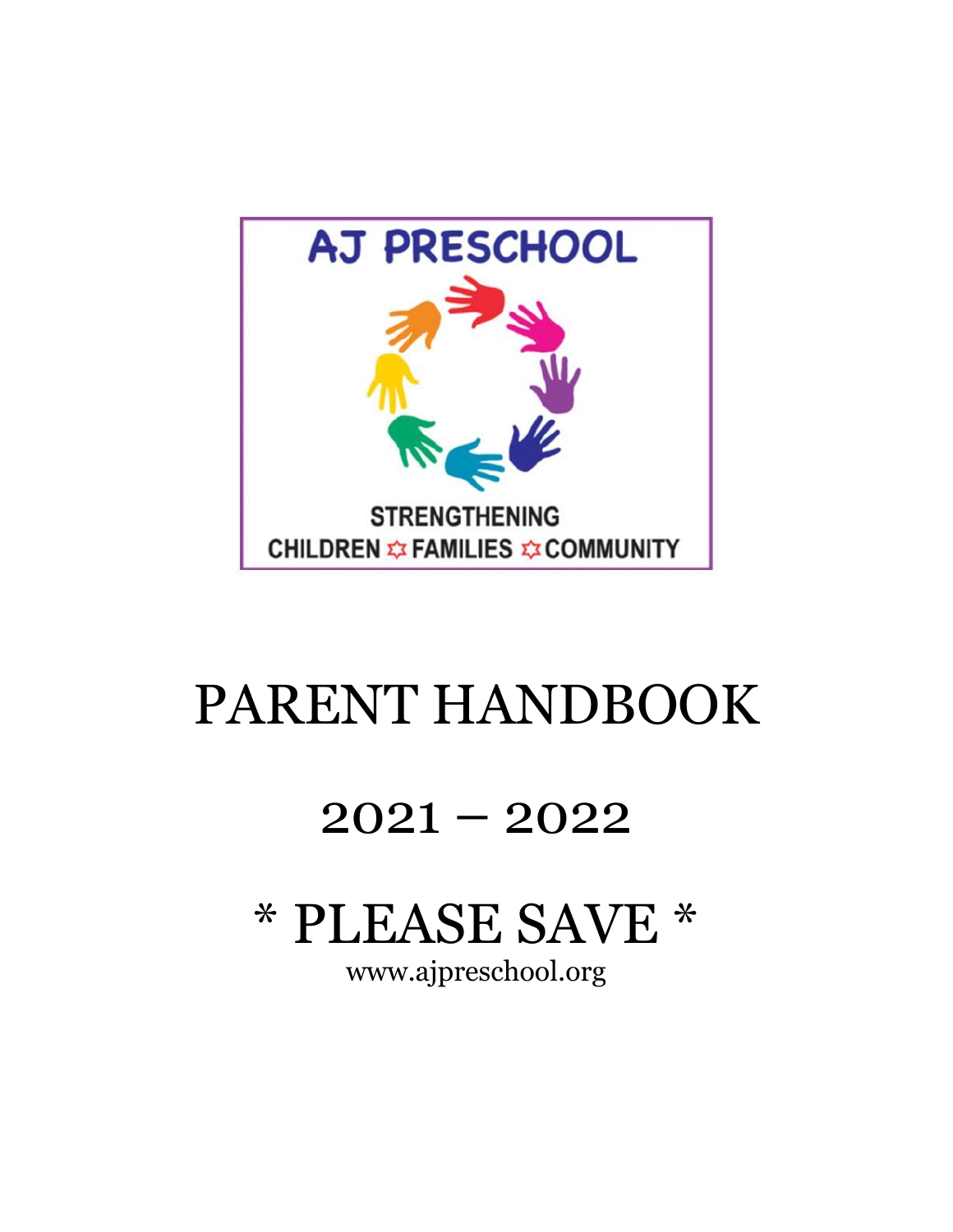AJ PRESCHOOL

STRENGTHENING
CHILDREN ✡ FAMILIES ✡ COMMUNITY

# PARENT HANDBOOK

## 2021 – 2022

## * PLEASE SAVE *

www.ajpreschool.org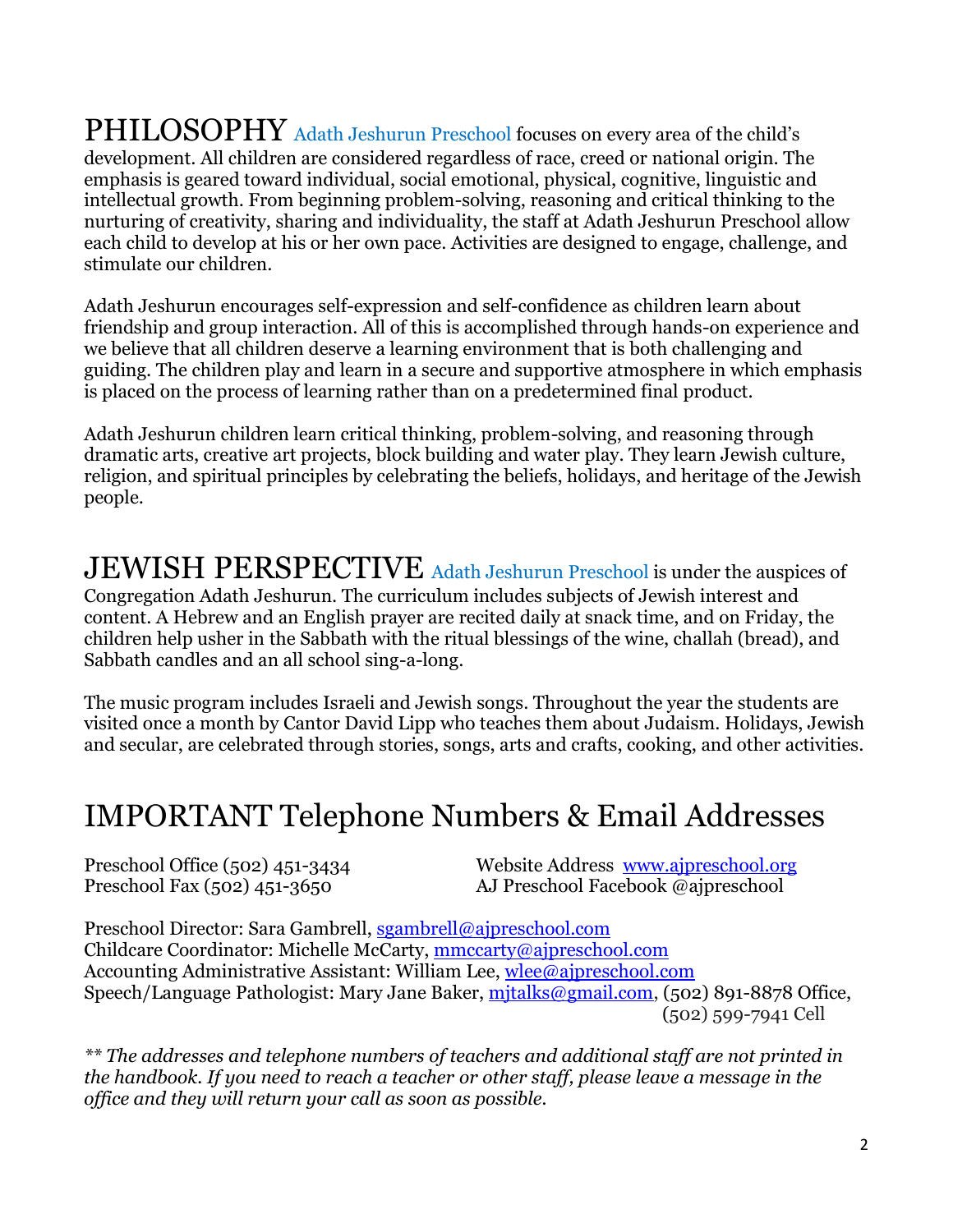# PHILOSOPHY

Adath Jeshurun Preschool focuses on every area of the child's development. All children are considered regardless of race, creed or national origin. The emphasis is geared toward individual, social emotional, physical, cognitive, linguistic and intellectual growth. From beginning problem-solving, reasoning and critical thinking to the nurturing of creativity, sharing and individuality, the staff at Adath Jeshurun Preschool allow each child to develop at his or her own pace. Activities are designed to engage, challenge, and stimulate our children.

Adath Jeshurun encourages self-expression and self-confidence as children learn about friendship and group interaction. All of this is accomplished through hands-on experience and we believe that all children deserve a learning environment that is both challenging and guiding. The children play and learn in a secure and supportive atmosphere in which emphasis is placed on the process of learning rather than on a predetermined final product.

Adath Jeshurun children learn critical thinking, problem-solving, and reasoning through dramatic arts, creative art projects, block building and water play. They learn Jewish culture, religion, and spiritual principles by celebrating the beliefs, holidays, and heritage of the Jewish people.

# JEWISH PERSPECTIVE

Adath Jeshurun Preschool is under the auspices of Congregation Adath Jeshurun. The curriculum includes subjects of Jewish interest and content. A Hebrew and an English prayer are recited daily at snack time, and on Friday, the children help usher in the Sabbath with the ritual blessings of the wine, challah (bread), and Sabbath candles and an all school sing-a-long.

The music program includes Israeli and Jewish songs. Throughout the year the students are visited once a month by Cantor David Lipp who teaches them about Judaism. Holidays, Jewish and secular, are celebrated through stories, songs, arts and crafts, cooking, and other activities.

# IMPORTANT Telephone Numbers & Email Addresses

Preschool Office (502) 451-3434
Preschool Fax (502) 451-3650

Website Address www.ajpreschool.org
AJ Preschool Facebook @ajpreschool

Preschool Director: Sara Gambrell, sgambrell@ajpreschool.com
Childcare Coordinator: Michelle McCarty, mmccarty@ajpreschool.com
Accounting Administrative Assistant: William Lee, wlee@ajpreschool.com
Speech/Language Pathologist: Mary Jane Baker, mjtalks@gmail.com, (502) 891-8878 Office, (502) 599-7941 Cell

*\*\* The addresses and telephone numbers of teachers and additional staff are not printed in the handbook. If you need to reach a teacher or other staff, please leave a message in the office and they will return your call as soon as possible.*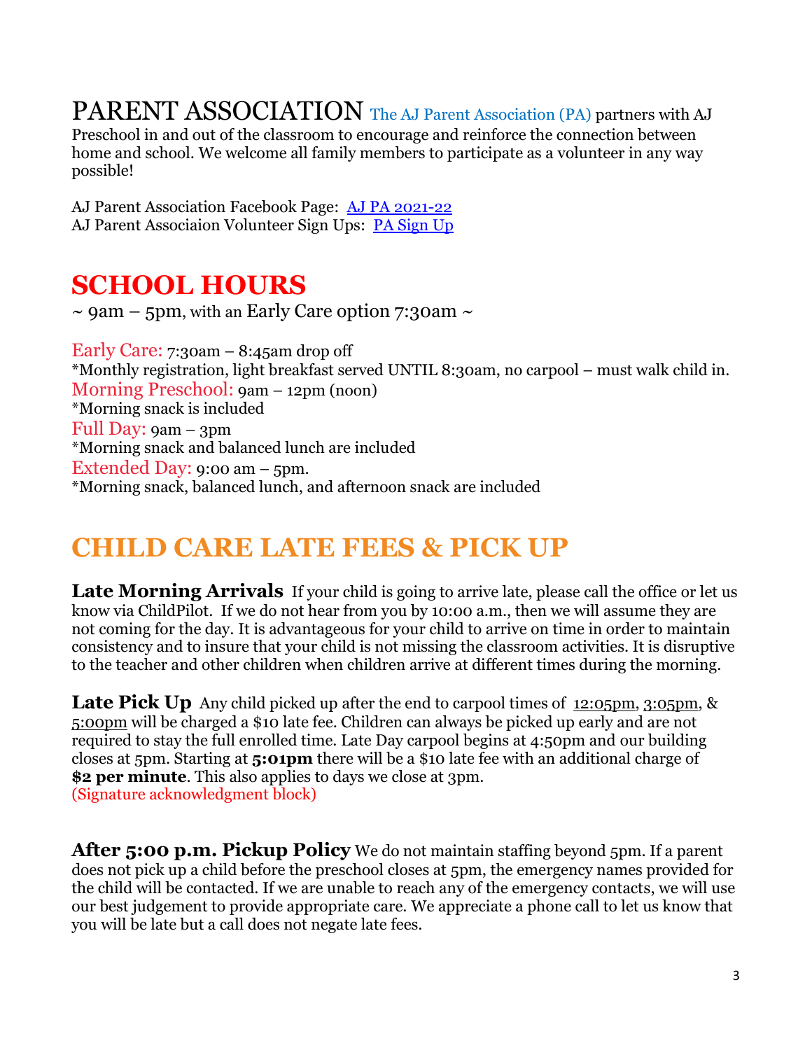## PARENT ASSOCIATION

The AJ Parent Association (PA) partners with AJ Preschool in and out of the classroom to encourage and reinforce the connection between home and school. We welcome all family members to participate as a volunteer in any way possible!

AJ Parent Association Facebook Page: AJ PA 2021-22
AJ Parent Associaion Volunteer Sign Ups: PA Sign Up

# SCHOOL HOURS

~ 9am – 5pm, with an Early Care option 7:30am ~

Early Care: 7:30am – 8:45am drop off
*Monthly registration, light breakfast served UNTIL 8:30am, no carpool – must walk child in.
Morning Preschool: 9am – 12pm (noon)
*Morning snack is included
Full Day: 9am – 3pm
*Morning snack and balanced lunch are included
Extended Day: 9:00 am – 5pm.
*Morning snack, balanced lunch, and afternoon snack are included

# CHILD CARE LATE FEES & PICK UP

**Late Morning Arrivals** If your child is going to arrive late, please call the office or let us know via ChildPilot. If we do not hear from you by 10:00 a.m., then we will assume they are not coming for the day. It is advantageous for your child to arrive on time in order to maintain consistency and to insure that your child is not missing the classroom activities. It is disruptive to the teacher and other children when children arrive at different times during the morning.

**Late Pick Up** Any child picked up after the end to carpool times of 12:05pm, 3:05pm, & 5:00pm will be charged a $10 late fee. Children can always be picked up early and are not required to stay the full enrolled time. Late Day carpool begins at 4:50pm and our building closes at 5pm. Starting at **5:01pm** there will be a $10 late fee with an additional charge of **$2 per minute**. This also applies to days we close at 3pm.
(Signature acknowledgment block)

**After 5:00 p.m. Pickup Policy** We do not maintain staffing beyond 5pm. If a parent does not pick up a child before the preschool closes at 5pm, the emergency names provided for the child will be contacted. If we are unable to reach any of the emergency contacts, we will use our best judgement to provide appropriate care. We appreciate a phone call to let us know that you will be late but a call does not negate late fees.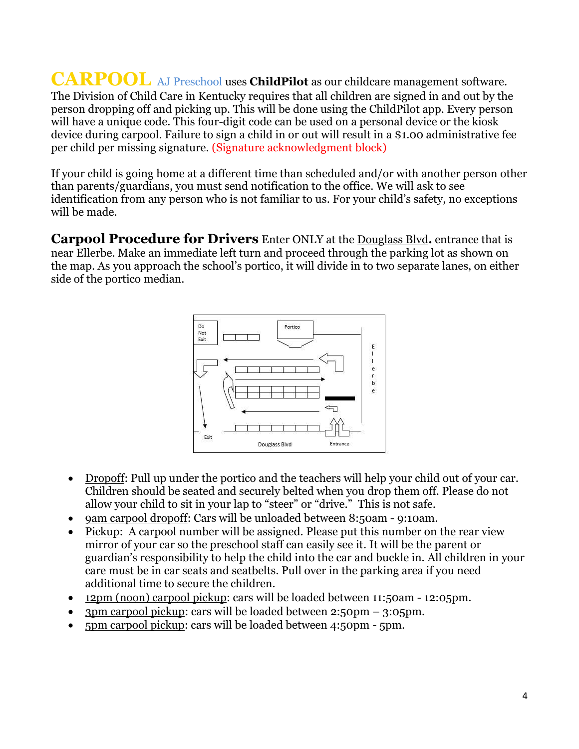**CARPOOL** AJ Preschool uses **ChildPilot** as our childcare management software. The Division of Child Care in Kentucky requires that all children are signed in and out by the person dropping off and picking up. This will be done using the ChildPilot app. Every person will have a unique code. This four-digit code can be used on a personal device or the kiosk device during carpool. Failure to sign a child in or out will result in a $1.00 administrative fee per child per missing signature. (Signature acknowledgment block)

If your child is going home at a different time than scheduled and/or with another person other than parents/guardians, you must send notification to the office. We will ask to see identification from any person who is not familiar to us. For your child's safety, no exceptions will be made.

**Carpool Procedure for Drivers** Enter ONLY at the Douglass Blvd**.** entrance that is near Ellerbe. Make an immediate left turn and proceed through the parking lot as shown on the map. As you approach the school's portico, it will divide in to two separate lanes, on either side of the portico median.

Do Not Exit | Portico | Ellerbe | Exit | Douglass Blvd | Entrance

- Dropoff: Pull up under the portico and the teachers will help your child out of your car. Children should be seated and securely belted when you drop them off. Please do not allow your child to sit in your lap to "steer" or "drive." This is not safe.
- 9am carpool dropoff: Cars will be unloaded between 8:50am - 9:10am.
- Pickup: A carpool number will be assigned. Please put this number on the rear view mirror of your car so the preschool staff can easily see it. It will be the parent or guardian's responsibility to help the child into the car and buckle in. All children in your care must be in car seats and seatbelts. Pull over in the parking area if you need additional time to secure the children.
- 12pm (noon) carpool pickup: cars will be loaded between 11:50am - 12:05pm.
- 3pm carpool pickup: cars will be loaded between 2:50pm – 3:05pm.
- 5pm carpool pickup: cars will be loaded between 4:50pm - 5pm.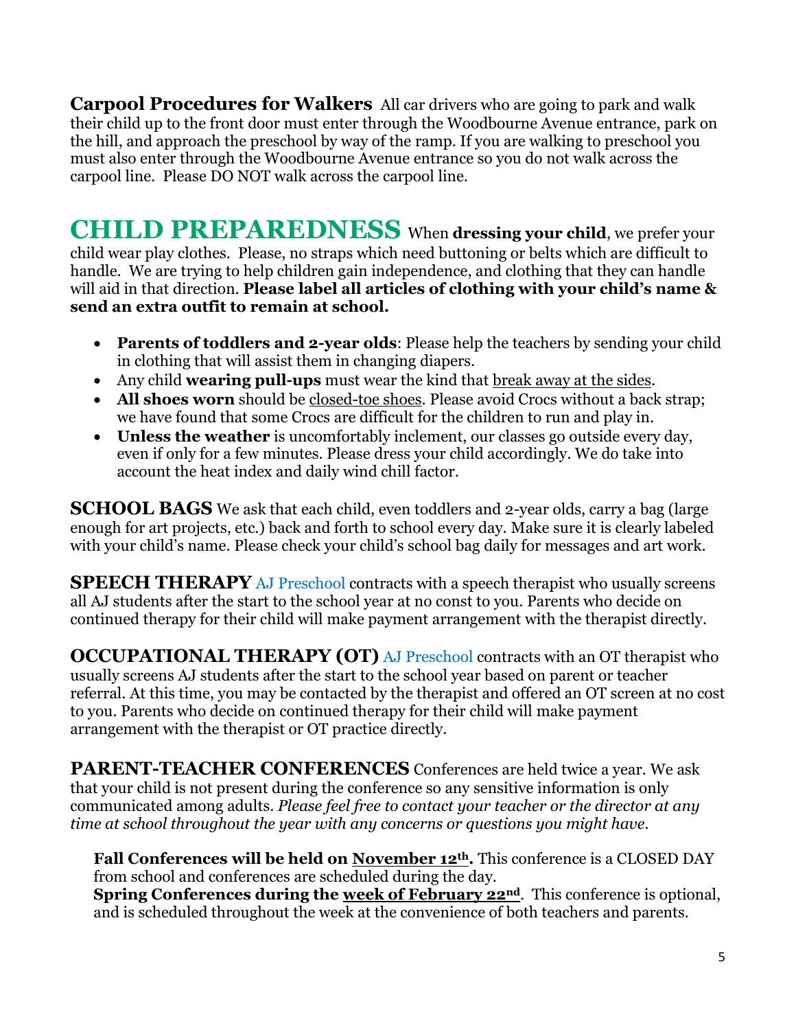**Carpool Procedures for Walkers** All car drivers who are going to park and walk their child up to the front door must enter through the Woodbourne Avenue entrance, park on the hill, and approach the preschool by way of the ramp. If you are walking to preschool you must also enter through the Woodbourne Avenue entrance so you do not walk across the carpool line. Please DO NOT walk across the carpool line.

## CHILD PREPAREDNESS

When **dressing your child**, we prefer your child wear play clothes. Please, no straps which need buttoning or belts which are difficult to handle. We are trying to help children gain independence, and clothing that they can handle will aid in that direction. **Please label all articles of clothing with your child's name & send an extra outfit to remain at school.**

- **Parents of toddlers and 2-year olds**: Please help the teachers by sending your child in clothing that will assist them in changing diapers.
- Any child **wearing pull-ups** must wear the kind that break away at the sides.
- **All shoes worn** should be closed-toe shoes. Please avoid Crocs without a back strap; we have found that some Crocs are difficult for the children to run and play in.
- **Unless the weather** is uncomfortably inclement, our classes go outside every day, even if only for a few minutes. Please dress your child accordingly. We do take into account the heat index and daily wind chill factor.

**SCHOOL BAGS** We ask that each child, even toddlers and 2-year olds, carry a bag (large enough for art projects, etc.) back and forth to school every day. Make sure it is clearly labeled with your child's name. Please check your child's school bag daily for messages and art work.

**SPEECH THERAPY** AJ Preschool contracts with a speech therapist who usually screens all AJ students after the start to the school year at no const to you. Parents who decide on continued therapy for their child will make payment arrangement with the therapist directly.

**OCCUPATIONAL THERAPY (OT)** AJ Preschool contracts with an OT therapist who usually screens AJ students after the start to the school year based on parent or teacher referral. At this time, you may be contacted by the therapist and offered an OT screen at no cost to you. Parents who decide on continued therapy for their child will make payment arrangement with the therapist or OT practice directly.

**PARENT-TEACHER CONFERENCES** Conferences are held twice a year. We ask that your child is not present during the conference so any sensitive information is only communicated among adults. *Please feel free to contact your teacher or the director at any time at school throughout the year with any concerns or questions you might have.*

**Fall Conferences will be held on November 12th.** This conference is a CLOSED DAY from school and conferences are scheduled during the day.
**Spring Conferences during the week of February 22nd**. This conference is optional, and is scheduled throughout the week at the convenience of both teachers and parents.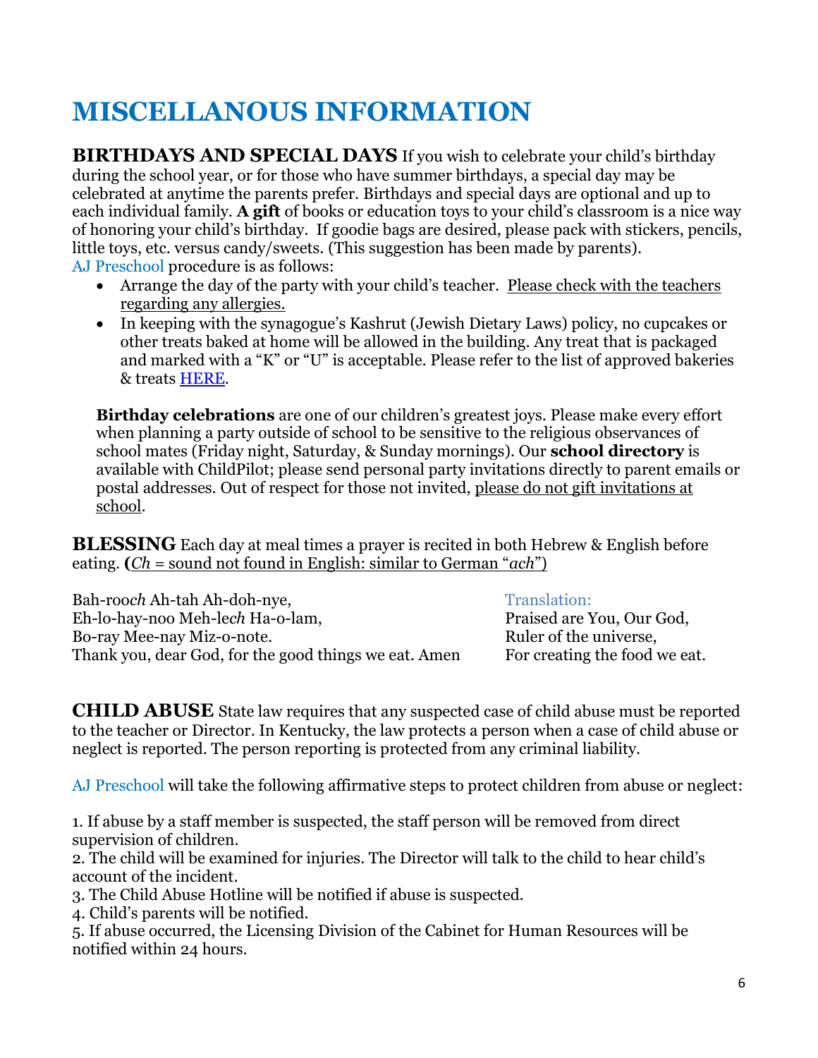# MISCELLANOUS INFORMATION

**BIRTHDAYS AND SPECIAL DAYS** If you wish to celebrate your child's birthday during the school year, or for those who have summer birthdays, a special day may be celebrated at anytime the parents prefer. Birthdays and special days are optional and up to each individual family. **A gift** of books or education toys to your child's classroom is a nice way of honoring your child's birthday. If goodie bags are desired, please pack with stickers, pencils, little toys, etc. versus candy/sweets. (This suggestion has been made by parents).

AJ Preschool procedure is as follows:

- Arrange the day of the party with your child's teacher. <u>Please check with the teachers regarding any allergies.</u>
- In keeping with the synagogue's Kashrut (Jewish Dietary Laws) policy, no cupcakes or other treats baked at home will be allowed in the building. Any treat that is packaged and marked with a "K" or "U" is acceptable. Please refer to the list of approved bakeries & treats HERE.

**Birthday celebrations** are one of our children's greatest joys. Please make every effort when planning a party outside of school to be sensitive to the religious observances of school mates (Friday night, Saturday, & Sunday mornings). Our **school directory** is available with ChildPilot; please send personal party invitations directly to parent emails or postal addresses. Out of respect for those not invited, <u>please do not gift invitations at school</u>.

**BLESSING** Each day at meal times a prayer is recited in both Hebrew & English before eating. **(**<u>*Ch* = sound not found in English: similar to German "*ach*")</u>

Bah-roo*ch* Ah-tah Ah-doh-nye,
Eh-lo-hay-noo Meh-le*ch* Ha-o-lam,
Bo-ray Mee-nay Miz-o-note.
Thank you, dear God, for the good things we eat. Amen

Translation:
Praised are You, Our God,
Ruler of the universe,
For creating the food we eat.

**CHILD ABUSE** State law requires that any suspected case of child abuse must be reported to the teacher or Director. In Kentucky, the law protects a person when a case of child abuse or neglect is reported. The person reporting is protected from any criminal liability.

AJ Preschool will take the following affirmative steps to protect children from abuse or neglect:

1. If abuse by a staff member is suspected, the staff person will be removed from direct supervision of children.
2. The child will be examined for injuries. The Director will talk to the child to hear child's account of the incident.
3. The Child Abuse Hotline will be notified if abuse is suspected.
4. Child's parents will be notified.
5. If abuse occurred, the Licensing Division of the Cabinet for Human Resources will be notified within 24 hours.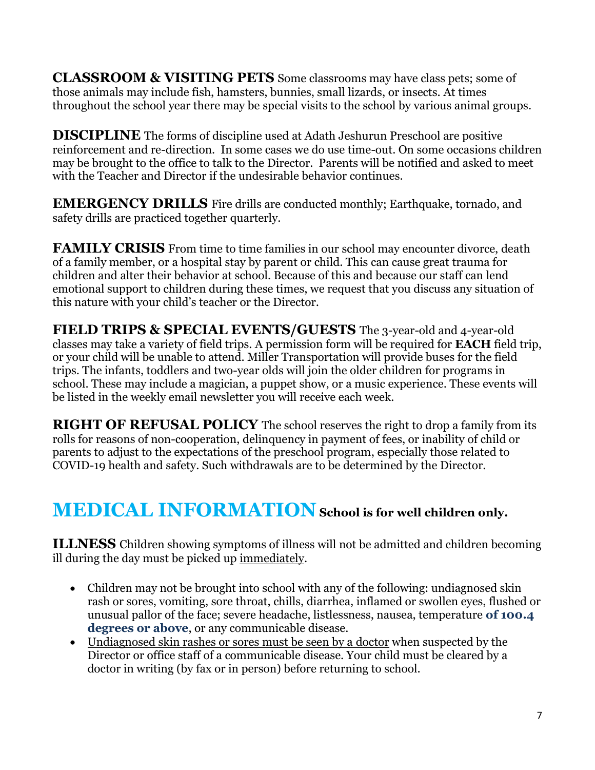**CLASSROOM & VISITING PETS** Some classrooms may have class pets; some of those animals may include fish, hamsters, bunnies, small lizards, or insects. At times throughout the school year there may be special visits to the school by various animal groups.

**DISCIPLINE** The forms of discipline used at Adath Jeshurun Preschool are positive reinforcement and re-direction. In some cases we do use time-out. On some occasions children may be brought to the office to talk to the Director. Parents will be notified and asked to meet with the Teacher and Director if the undesirable behavior continues.

**EMERGENCY DRILLS** Fire drills are conducted monthly; Earthquake, tornado, and safety drills are practiced together quarterly.

**FAMILY CRISIS** From time to time families in our school may encounter divorce, death of a family member, or a hospital stay by parent or child. This can cause great trauma for children and alter their behavior at school. Because of this and because our staff can lend emotional support to children during these times, we request that you discuss any situation of this nature with your child's teacher or the Director.

**FIELD TRIPS & SPECIAL EVENTS/GUESTS** The 3-year-old and 4-year-old classes may take a variety of field trips. A permission form will be required for **EACH** field trip, or your child will be unable to attend. Miller Transportation will provide buses for the field trips. The infants, toddlers and two-year olds will join the older children for programs in school. These may include a magician, a puppet show, or a music experience. These events will be listed in the weekly email newsletter you will receive each week.

**RIGHT OF REFUSAL POLICY** The school reserves the right to drop a family from its rolls for reasons of non-cooperation, delinquency in payment of fees, or inability of child or parents to adjust to the expectations of the preschool program, especially those related to COVID-19 health and safety. Such withdrawals are to be determined by the Director.

# MEDICAL INFORMATION **School is for well children only.**

**ILLNESS** Children showing symptoms of illness will not be admitted and children becoming ill during the day must be picked up immediately.

- Children may not be brought into school with any of the following: undiagnosed skin rash or sores, vomiting, sore throat, chills, diarrhea, inflamed or swollen eyes, flushed or unusual pallor of the face; severe headache, listlessness, nausea, temperature **of 100.4 degrees or above**, or any communicable disease.
- Undiagnosed skin rashes or sores must be seen by a doctor when suspected by the Director or office staff of a communicable disease. Your child must be cleared by a doctor in writing (by fax or in person) before returning to school.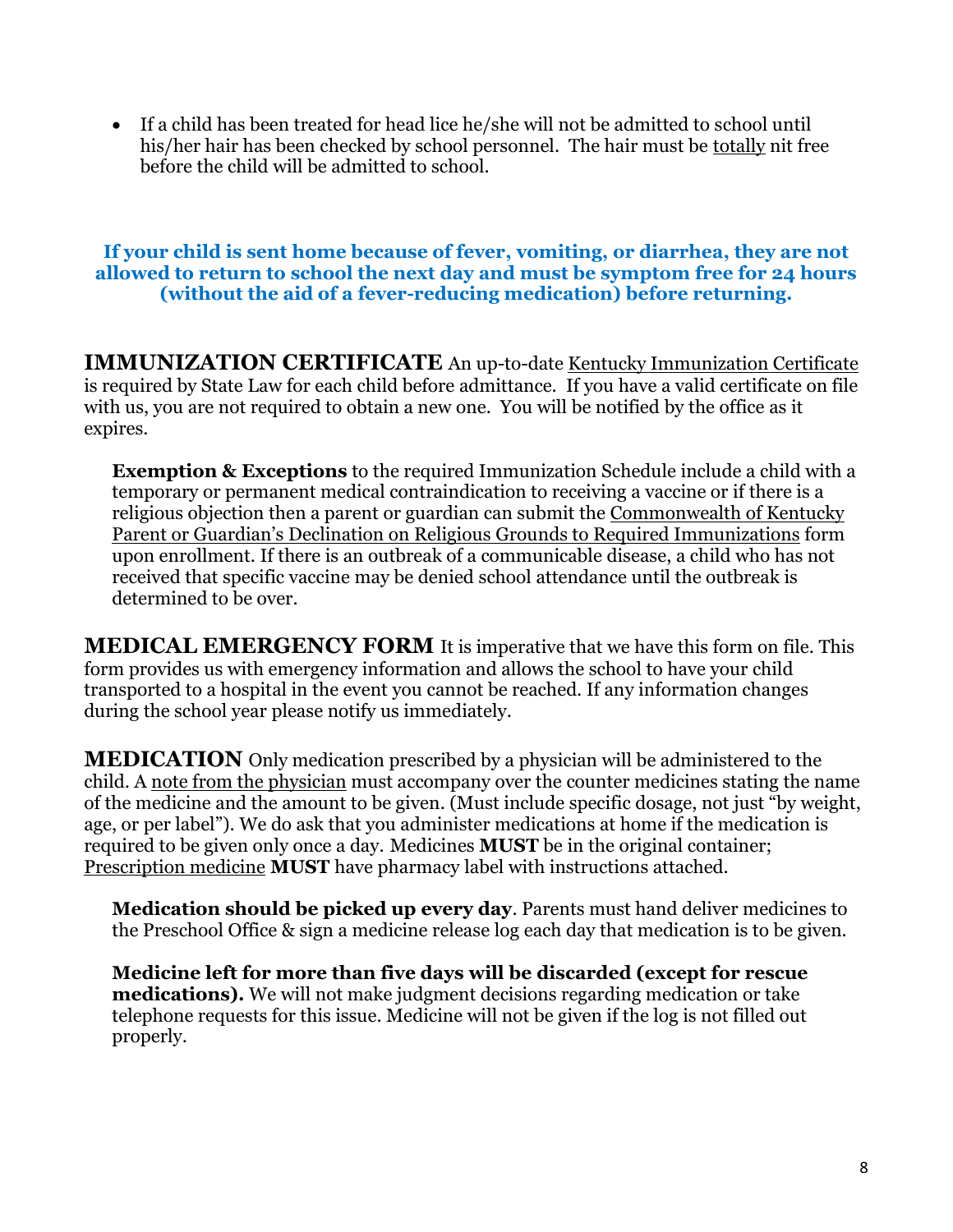- If a child has been treated for head lice he/she will not be admitted to school until his/her hair has been checked by school personnel. The hair must be <u>totally</u> nit free before the child will be admitted to school.

**If your child is sent home because of fever, vomiting, or diarrhea, they are not allowed to return to school the next day and must be symptom free for 24 hours (without the aid of a fever-reducing medication) before returning.**

**IMMUNIZATION CERTIFICATE** An up-to-date <u>Kentucky Immunization Certificate</u> is required by State Law for each child before admittance. If you have a valid certificate on file with us, you are not required to obtain a new one. You will be notified by the office as it expires.

**Exemption & Exceptions** to the required Immunization Schedule include a child with a temporary or permanent medical contraindication to receiving a vaccine or if there is a religious objection then a parent or guardian can submit the <u>Commonwealth of Kentucky Parent or Guardian's Declination on Religious Grounds to Required Immunizations</u> form upon enrollment. If there is an outbreak of a communicable disease, a child who has not received that specific vaccine may be denied school attendance until the outbreak is determined to be over.

**MEDICAL EMERGENCY FORM** It is imperative that we have this form on file. This form provides us with emergency information and allows the school to have your child transported to a hospital in the event you cannot be reached. If any information changes during the school year please notify us immediately.

**MEDICATION** Only medication prescribed by a physician will be administered to the child. A <u>note from the physician</u> must accompany over the counter medicines stating the name of the medicine and the amount to be given. (Must include specific dosage, not just "by weight, age, or per label"). We do ask that you administer medications at home if the medication is required to be given only once a day. Medicines **MUST** be in the original container; <u>Prescription medicine</u> **MUST** have pharmacy label with instructions attached.

**Medication should be picked up every day**. Parents must hand deliver medicines to the Preschool Office & sign a medicine release log each day that medication is to be given.

**Medicine left for more than five days will be discarded (except for rescue medications).** We will not make judgment decisions regarding medication or take telephone requests for this issue. Medicine will not be given if the log is not filled out properly.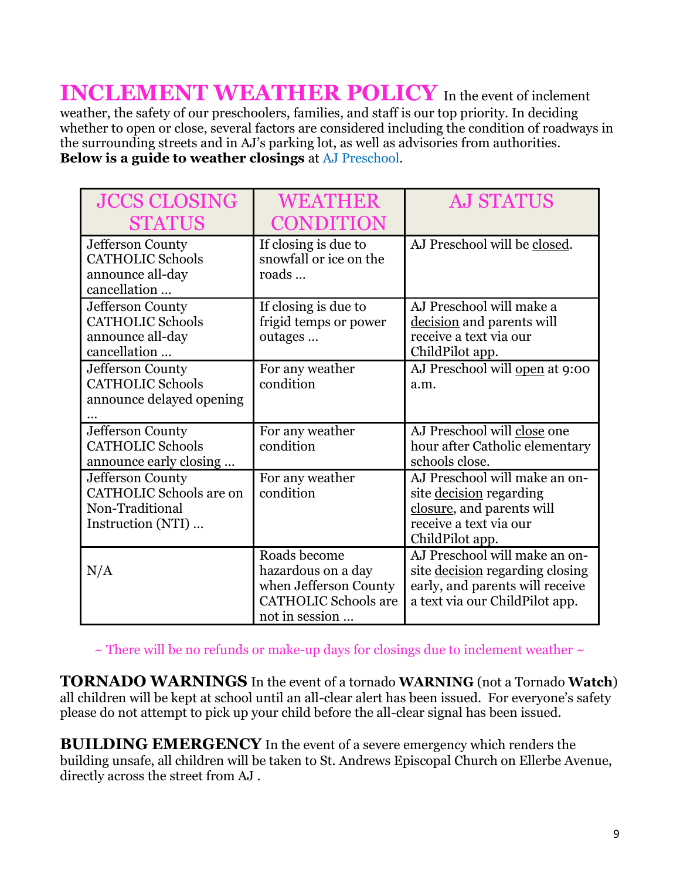# INCLEMENT WEATHER POLICY

In the event of inclement weather, the safety of our preschoolers, families, and staff is our top priority. In deciding whether to open or close, several factors are considered including the condition of roadways in the surrounding streets and in AJ's parking lot, as well as advisories from authorities. **Below is a guide to weather closings** at AJ Preschool.

| JCCS CLOSING STATUS | WEATHER CONDITION | AJ STATUS |
|---|---|---|
| Jefferson County CATHOLIC Schools announce all-day cancellation … | If closing is due to snowfall or ice on the roads … | AJ Preschool will be closed. |
| Jefferson County CATHOLIC Schools announce all-day cancellation … | If closing is due to frigid temps or power outages … | AJ Preschool will make a decision and parents will receive a text via our ChildPilot app. |
| Jefferson County CATHOLIC Schools announce delayed opening … | For any weather condition | AJ Preschool will open at 9:00 a.m. |
| Jefferson County CATHOLIC Schools announce early closing … | For any weather condition | AJ Preschool will close one hour after Catholic elementary schools close. |
| Jefferson County CATHOLIC Schools are on Non-Traditional Instruction (NTI) … | For any weather condition | AJ Preschool will make an on-site decision regarding closure, and parents will receive a text via our ChildPilot app. |
| N/A | Roads become hazardous on a day when Jefferson County CATHOLIC Schools are not in session … | AJ Preschool will make an on-site decision regarding closing early, and parents will receive a text via our ChildPilot app. |

~ There will be no refunds or make-up days for closings due to inclement weather ~

**TORNADO WARNINGS** In the event of a tornado **WARNING** (not a Tornado **Watch**) all children will be kept at school until an all-clear alert has been issued. For everyone's safety please do not attempt to pick up your child before the all-clear signal has been issued.

**BUILDING EMERGENCY** In the event of a severe emergency which renders the building unsafe, all children will be taken to St. Andrews Episcopal Church on Ellerbe Avenue, directly across the street from AJ .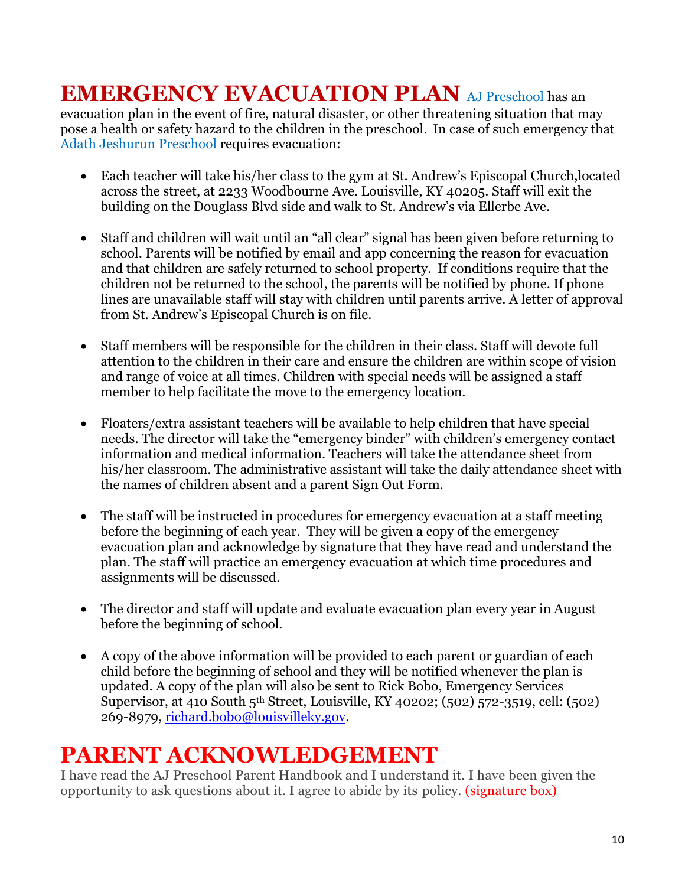# EMERGENCY EVACUATION PLAN

AJ Preschool has an evacuation plan in the event of fire, natural disaster, or other threatening situation that may pose a health or safety hazard to the children in the preschool. In case of such emergency that Adath Jeshurun Preschool requires evacuation:

- Each teacher will take his/her class to the gym at St. Andrew's Episcopal Church,located across the street, at 2233 Woodbourne Ave. Louisville, KY 40205. Staff will exit the building on the Douglass Blvd side and walk to St. Andrew's via Ellerbe Ave.

- Staff and children will wait until an "all clear" signal has been given before returning to school. Parents will be notified by email and app concerning the reason for evacuation and that children are safely returned to school property. If conditions require that the children not be returned to the school, the parents will be notified by phone. If phone lines are unavailable staff will stay with children until parents arrive. A letter of approval from St. Andrew's Episcopal Church is on file.

- Staff members will be responsible for the children in their class. Staff will devote full attention to the children in their care and ensure the children are within scope of vision and range of voice at all times. Children with special needs will be assigned a staff member to help facilitate the move to the emergency location.

- Floaters/extra assistant teachers will be available to help children that have special needs. The director will take the "emergency binder" with children's emergency contact information and medical information. Teachers will take the attendance sheet from his/her classroom. The administrative assistant will take the daily attendance sheet with the names of children absent and a parent Sign Out Form.

- The staff will be instructed in procedures for emergency evacuation at a staff meeting before the beginning of each year. They will be given a copy of the emergency evacuation plan and acknowledge by signature that they have read and understand the plan. The staff will practice an emergency evacuation at which time procedures and assignments will be discussed.

- The director and staff will update and evaluate evacuation plan every year in August before the beginning of school.

- A copy of the above information will be provided to each parent or guardian of each child before the beginning of school and they will be notified whenever the plan is updated. A copy of the plan will also be sent to Rick Bobo, Emergency Services Supervisor, at 410 South 5th Street, Louisville, KY 40202; (502) 572-3519, cell: (502) 269-8979, richard.bobo@louisvilleky.gov.

# PARENT ACKNOWLEDGEMENT

I have read the AJ Preschool Parent Handbook and I understand it. I have been given the opportunity to ask questions about it. I agree to abide by its policy. (signature box)